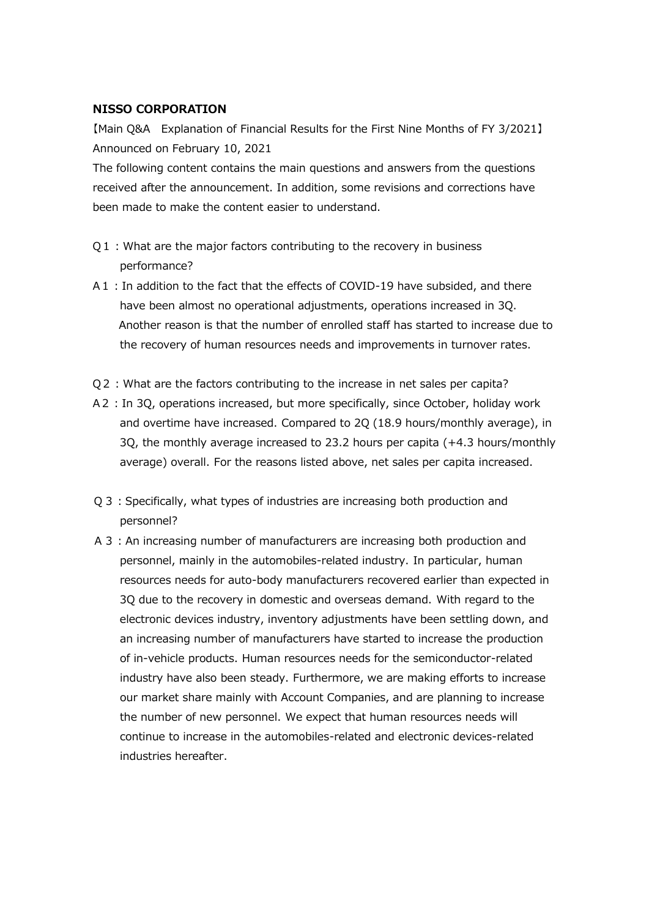**NISSO CORPORATION**

【Main Q&A　Explanation of Financial Results for the First Nine Months of FY 3/2021】
Announced on February 10, 2021

The following content contains the main questions and answers from the questions received after the announcement. In addition, some revisions and corrections have been made to make the content easier to understand.

Q１：What are the major factors contributing to the recovery in business performance?

A１：In addition to the fact that the effects of COVID-19 have subsided, and there have been almost no operational adjustments, operations increased in 3Q. Another reason is that the number of enrolled staff has started to increase due to the recovery of human resources needs and improvements in turnover rates.

Q２：What are the factors contributing to the increase in net sales per capita?

A２：In 3Q, operations increased, but more specifically, since October, holiday work and overtime have increased. Compared to 2Q (18.9 hours/monthly average), in 3Q, the monthly average increased to 23.2 hours per capita (+4.3 hours/monthly average) overall. For the reasons listed above, net sales per capita increased.

Q３：Specifically, what types of industries are increasing both production and personnel?

A３：An increasing number of manufacturers are increasing both production and personnel, mainly in the automobiles-related industry. In particular, human resources needs for auto-body manufacturers recovered earlier than expected in 3Q due to the recovery in domestic and overseas demand. With regard to the electronic devices industry, inventory adjustments have been settling down, and an increasing number of manufacturers have started to increase the production of in-vehicle products. Human resources needs for the semiconductor-related industry have also been steady. Furthermore, we are making efforts to increase our market share mainly with Account Companies, and are planning to increase the number of new personnel. We expect that human resources needs will continue to increase in the automobiles-related and electronic devices-related industries hereafter.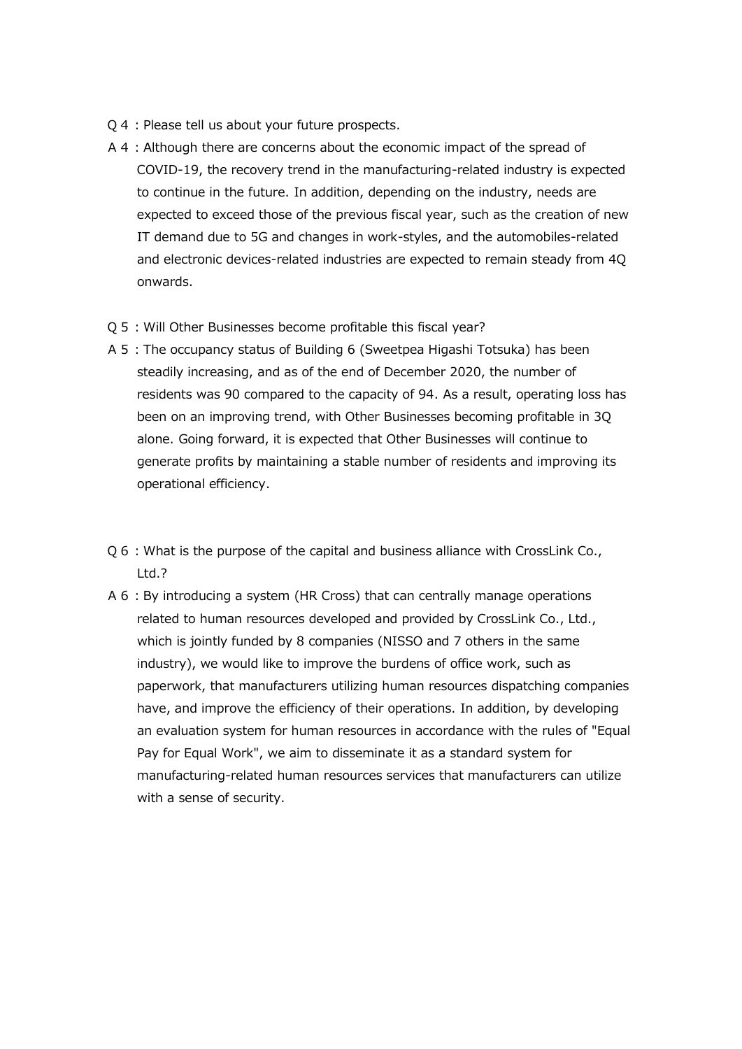Q 4 : Please tell us about your future prospects.

A 4 : Although there are concerns about the economic impact of the spread of COVID-19, the recovery trend in the manufacturing-related industry is expected to continue in the future. In addition, depending on the industry, needs are expected to exceed those of the previous fiscal year, such as the creation of new IT demand due to 5G and changes in work-styles, and the automobiles-related and electronic devices-related industries are expected to remain steady from 4Q onwards.

Q 5 : Will Other Businesses become profitable this fiscal year?

A 5 : The occupancy status of Building 6 (Sweetpea Higashi Totsuka) has been steadily increasing, and as of the end of December 2020, the number of residents was 90 compared to the capacity of 94. As a result, operating loss has been on an improving trend, with Other Businesses becoming profitable in 3Q alone. Going forward, it is expected that Other Businesses will continue to generate profits by maintaining a stable number of residents and improving its operational efficiency.

Q 6 : What is the purpose of the capital and business alliance with CrossLink Co., Ltd.?

A 6 : By introducing a system (HR Cross) that can centrally manage operations related to human resources developed and provided by CrossLink Co., Ltd., which is jointly funded by 8 companies (NISSO and 7 others in the same industry), we would like to improve the burdens of office work, such as paperwork, that manufacturers utilizing human resources dispatching companies have, and improve the efficiency of their operations. In addition, by developing an evaluation system for human resources in accordance with the rules of "Equal Pay for Equal Work", we aim to disseminate it as a standard system for manufacturing-related human resources services that manufacturers can utilize with a sense of security.